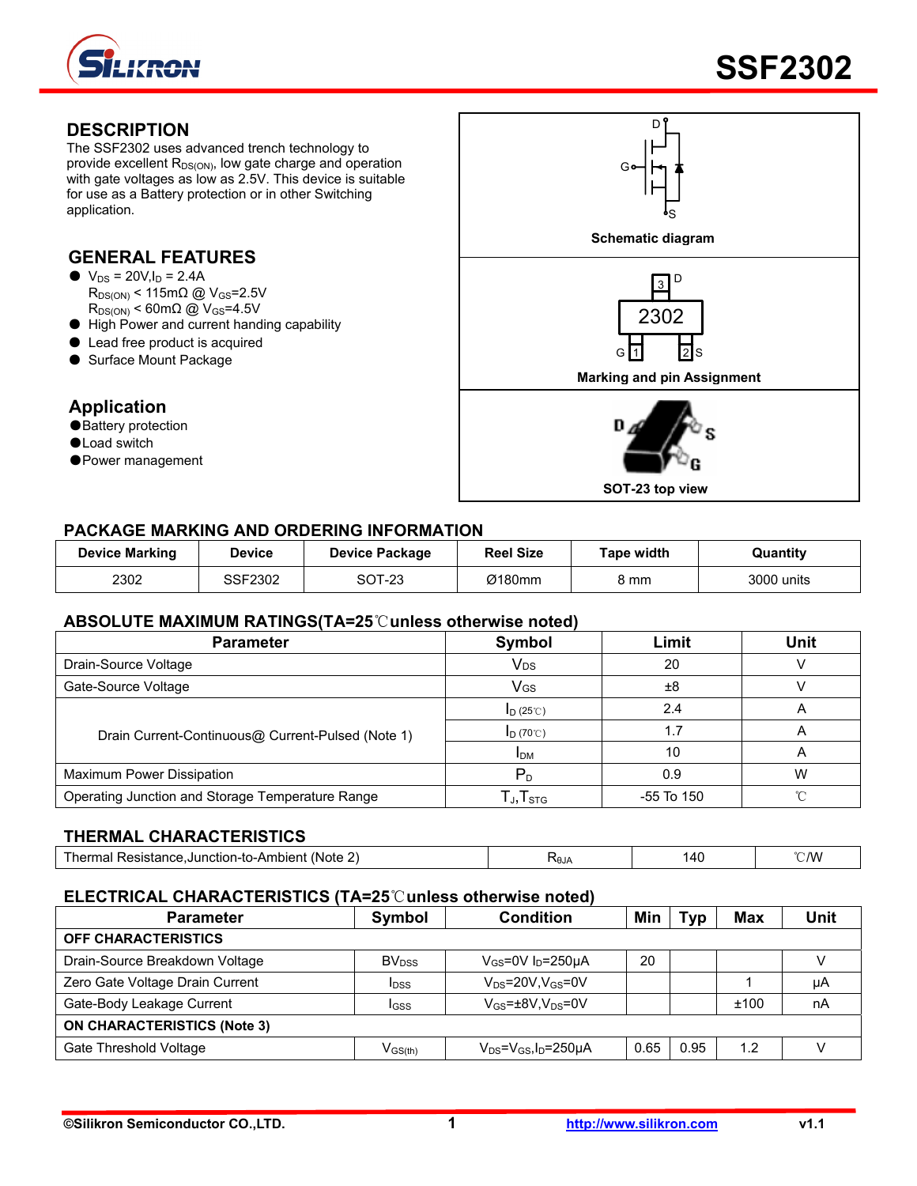# SSF2302

## DESCRIPTION

The SSF2302 uses advanced trench technology to provide excellent $R_{DS(ON)}$, low gate charge and operation with gate voltages as low as 2.5V. This device is suitable for use as a Battery protection or in other Switching application.

## GENERAL FEATURES

- $V_{DS}$ = 20V, $I_D$ = 2.4A
  $R_{DS(ON)}$ < 115mΩ @ $V_{GS}$=2.5V
  $R_{DS(ON)}$ < 60mΩ @ $V_{GS}$=4.5V
- High Power and current handing capability
- Lead free product is acquired
- Surface Mount Package

## Application

- Battery protection
- Load switch
- Power management

Schematic diagram

Marking and pin Assignment

SOT-23 top view

## PACKAGE MARKING AND ORDERING INFORMATION

| Device Marking | Device | Device Package | Reel Size | Tape width | Quantity |
|---|---|---|---|---|---|
| 2302 | SSF2302 | SOT-23 | Ø180mm | 8 mm | 3000 units |

## ABSOLUTE MAXIMUM RATINGS(TA=25℃unless otherwise noted)

| Parameter | Symbol | Limit | Unit |
|---|---|---|---|
| Drain-Source Voltage | $V_{DS}$ | 20 | V |
| Gate-Source Voltage | $V_{GS}$ | ±8 | V |
| Drain Current-Continuous@ Current-Pulsed (Note 1) | $I_{D\ (25℃)}$ | 2.4 | A |
| | $I_{D\ (70℃)}$ | 1.7 | A |
| | $I_{DM}$ | 10 | A |
| Maximum Power Dissipation | $P_D$ | 0.9 | W |
| Operating Junction and Storage Temperature Range | $T_J$,$T_{STG}$ | -55 To 150 | ℃ |

## THERMAL CHARACTERISTICS

| Parameter | Symbol | Limit | Unit |
|---|---|---|---|
| Thermal Resistance,Junction-to-Ambient (Note 2) | $R_{θJA}$ | 140 | ℃/W |

## ELECTRICAL CHARACTERISTICS (TA=25℃unless otherwise noted)

| Parameter | Symbol | Condition | Min | Typ | Max | Unit |
|---|---|---|---|---|---|---|
| **OFF CHARACTERISTICS** | | | | | | |
| Drain-Source Breakdown Voltage | $BV_{DSS}$ | $V_{GS}$=0V $I_D$=250μA | 20 | | | V |
| Zero Gate Voltage Drain Current | $I_{DSS}$ | $V_{DS}$=20V,$V_{GS}$=0V | | | 1 | μA |
| Gate-Body Leakage Current | $I_{GSS}$ | $V_{GS}$=±8V,$V_{DS}$=0V | | | ±100 | nA |
| **ON CHARACTERISTICS (Note 3)** | | | | | | |
| Gate Threshold Voltage | $V_{GS(th)}$ | $V_{DS}$=$V_{GS}$,$I_D$=250μA | 0.65 | 0.95 | 1.2 | V |

©Silikron Semiconductor CO.,LTD. http://www.silikron.com v1.1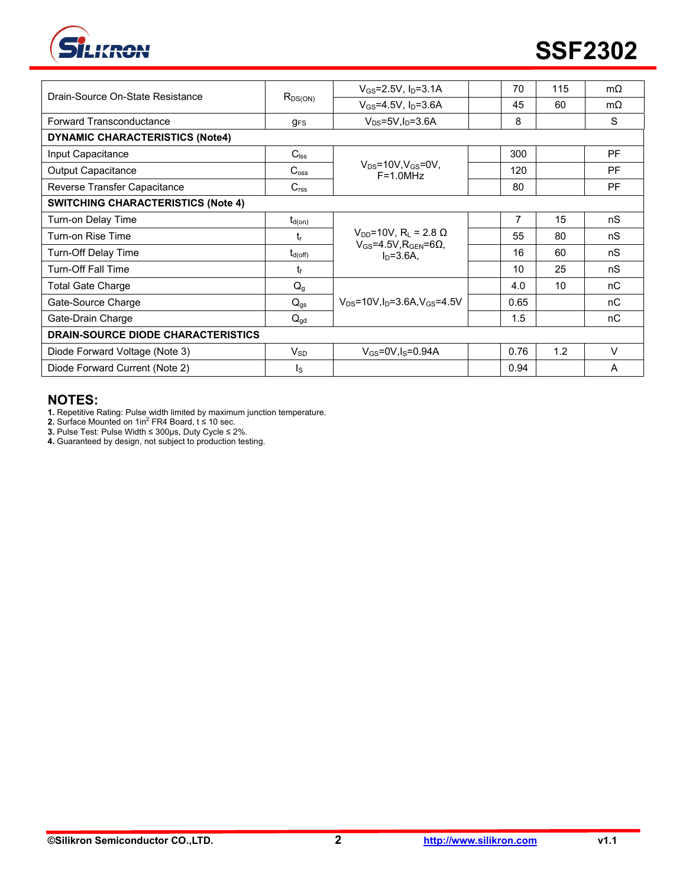| Parameter | Symbol | Condition | Min | Typ | Max | Unit |
|---|---|---|---|---|---|---|
| Drain-Source On-State Resistance | $R_{DS(ON)}$ | $V_{GS}$=2.5V, $I_D$=3.1A | | 70 | 115 | mΩ |
| | | $V_{GS}$=4.5V, $I_D$=3.6A | | 45 | 60 | mΩ |
| Forward Transconductance | $g_{FS}$ | $V_{DS}$=5V,$I_D$=3.6A | | 8 | | S |
| **DYNAMIC CHARACTERISTICS (Note4)** | | | | | | |
| Input Capacitance | $C_{lss}$ | $V_{DS}$=10V,$V_{GS}$=0V, F=1.0MHz | | 300 | | PF |
| Output Capacitance | $C_{oss}$ | | | 120 | | PF |
| Reverse Transfer Capacitance | $C_{rss}$ | | | 80 | | PF |
| **SWITCHING CHARACTERISTICS (Note 4)** | | | | | | |
| Turn-on Delay Time | $t_{d(on)}$ | $V_{DD}$=10V, $R_L$ = 2.8 Ω $V_{GS}$=4.5V,$R_{GEN}$=6Ω, $I_D$=3.6A, | | 7 | 15 | nS |
| Turn-on Rise Time | $t_r$ | | | 55 | 80 | nS |
| Turn-Off Delay Time | $t_{d(off)}$ | | | 16 | 60 | nS |
| Turn-Off Fall Time | $t_f$ | | | 10 | 25 | nS |
| Total Gate Charge | $Q_g$ | $V_{DS}$=10V,$I_D$=3.6A,$V_{GS}$=4.5V | | 4.0 | 10 | nC |
| Gate-Source Charge | $Q_{gs}$ | | | 0.65 | | nC |
| Gate-Drain Charge | $Q_{gd}$ | | | 1.5 | | nC |
| **DRAIN-SOURCE DIODE CHARACTERISTICS** | | | | | | |
| Diode Forward Voltage (Note 3) | $V_{SD}$ | $V_{GS}$=0V,$I_S$=0.94A | | 0.76 | 1.2 | V |
| Diode Forward Current (Note 2) | $I_S$ | | | 0.94 | | A |

## NOTES:

**1.** Repetitive Rating: Pulse width limited by maximum junction temperature.
**2.** Surface Mounted on 1in$^2$ FR4 Board, t ≤ 10 sec.
**3.** Pulse Test: Pulse Width ≤ 300μs, Duty Cycle ≤ 2%.
**4.** Guaranteed by design, not subject to production testing.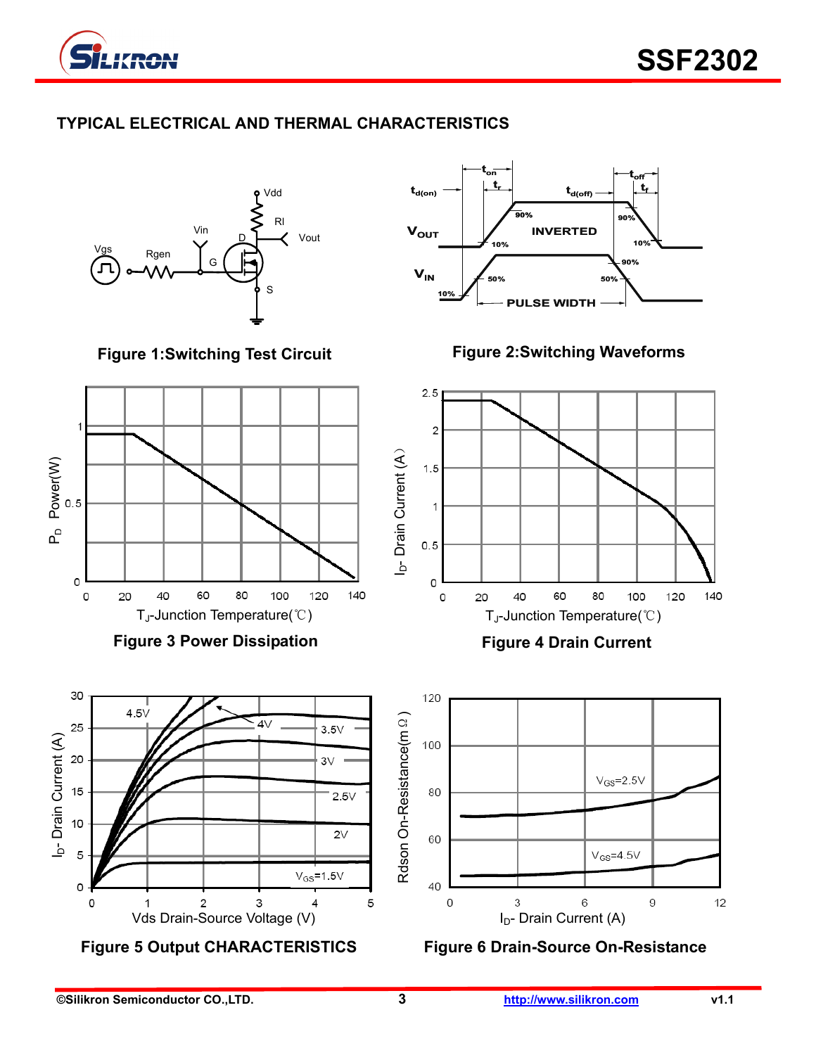## TYPICAL ELECTRICAL AND THERMAL CHARACTERISTICS

Figure 1:Switching Test Circuit

Figure 2:Switching Waveforms

Figure 3 Power Dissipation

Figure 4 Drain Current

Figure 5 Output CHARACTERISTICS

Figure 6 Drain-Source On-Resistance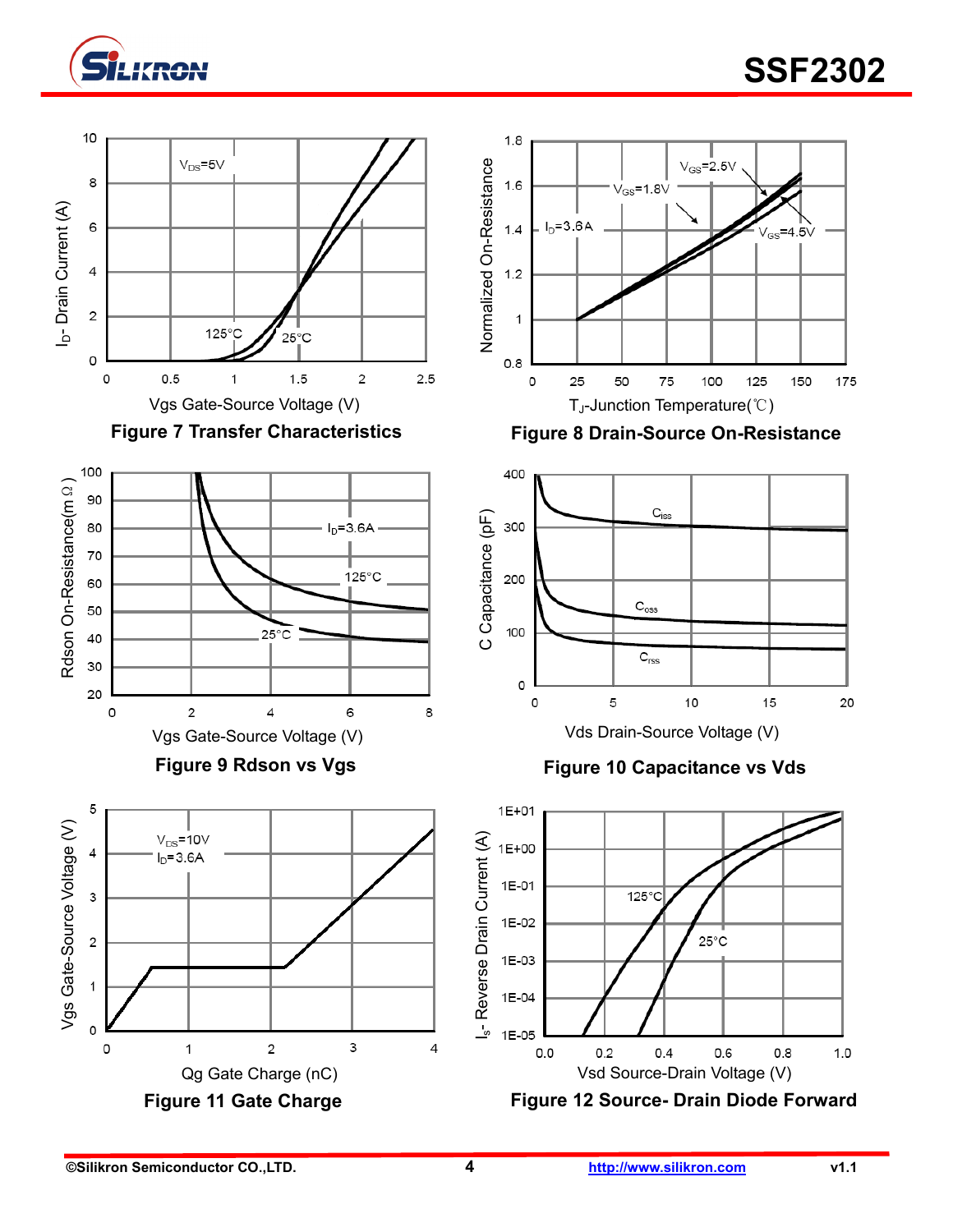**Figure 7 Transfer Characteristics**

**Figure 8 Drain-Source On-Resistance**

**Figure 9 Rdson vs Vgs**

**Figure 10 Capacitance vs Vds**

**Figure 11 Gate Charge**

**Figure 12 Source- Drain Diode Forward**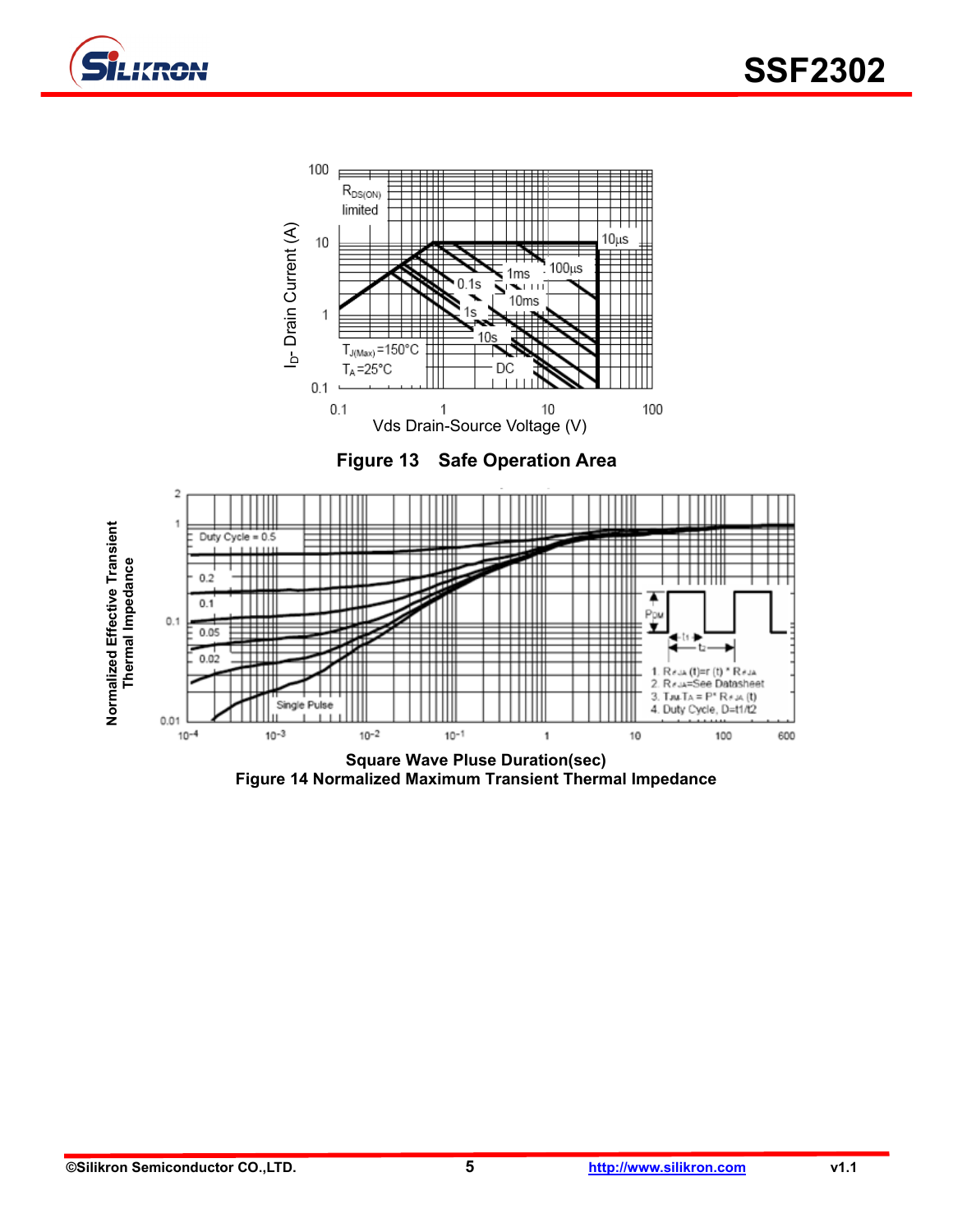**Figure 13 Safe Operation Area**

Square Wave Pluse Duration(sec)

**Figure 14 Normalized Maximum Transient Thermal Impedance**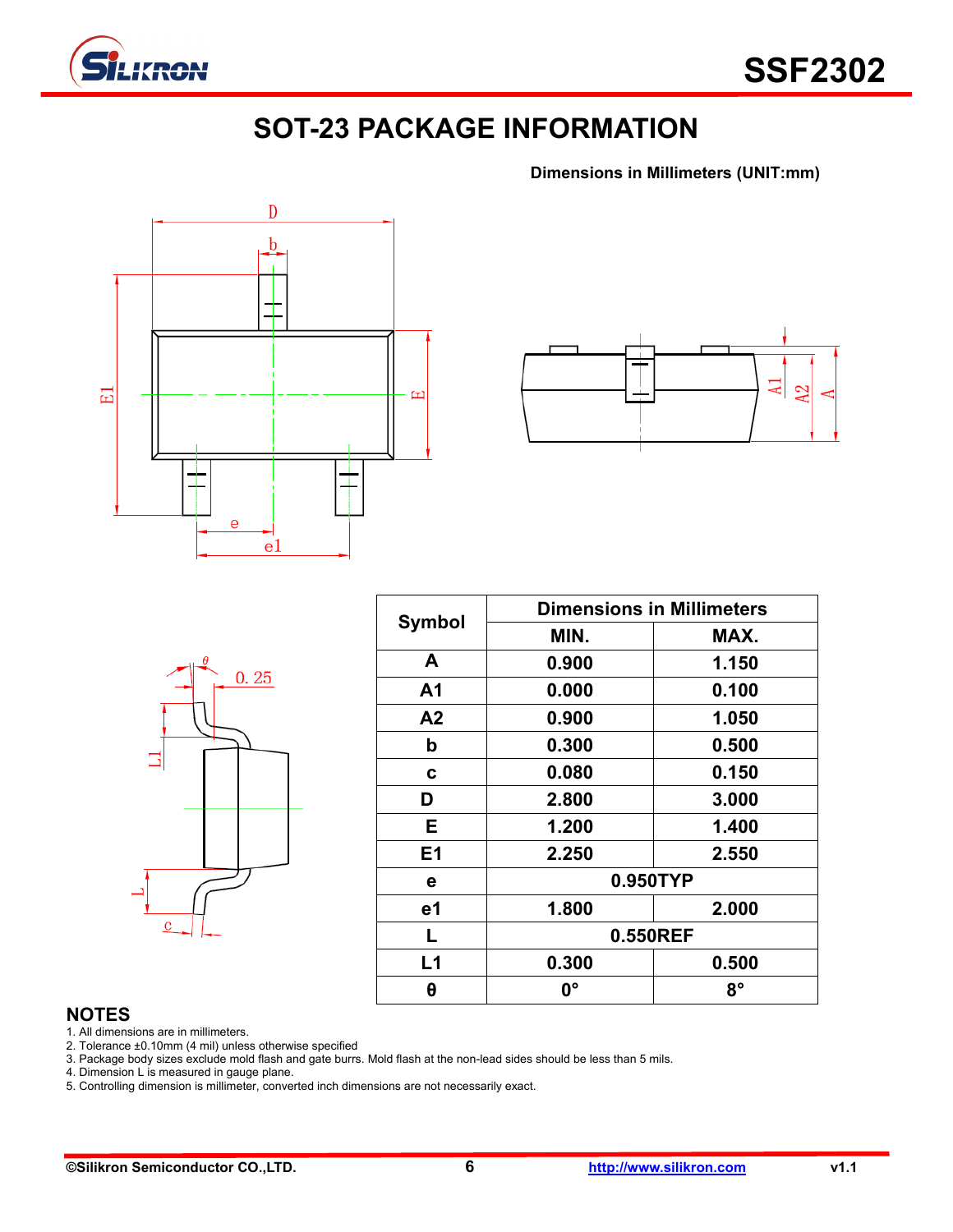# SOT-23 PACKAGE INFORMATION

**Dimensions in Millimeters (UNIT:mm)**

| Symbol | Dimensions in Millimeters | |
|---|---|---|
| | MIN. | MAX. |
| A | 0.900 | 1.150 |
| A1 | 0.000 | 0.100 |
| A2 | 0.900 | 1.050 |
| b | 0.300 | 0.500 |
| c | 0.080 | 0.150 |
| D | 2.800 | 3.000 |
| E | 1.200 | 1.400 |
| E1 | 2.250 | 2.550 |
| e | 0.950TYP | |
| e1 | 1.800 | 2.000 |
| L | 0.550REF | |
| L1 | 0.300 | 0.500 |
| θ | 0° | 8° |

## NOTES

1. All dimensions are in millimeters.
2. Tolerance ±0.10mm (4 mil) unless otherwise specified
3. Package body sizes exclude mold flash and gate burrs. Mold flash at the non-lead sides should be less than 5 mils.
4. Dimension L is measured in gauge plane.
5. Controlling dimension is millimeter, converted inch dimensions are not necessarily exact.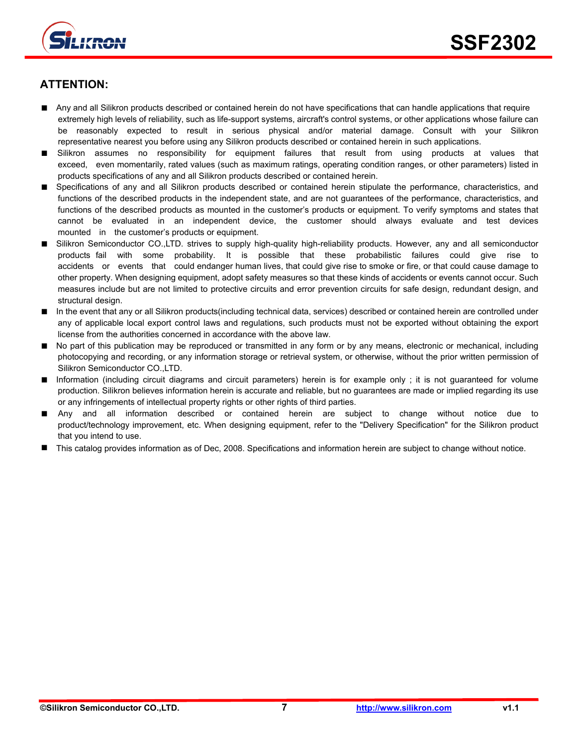## ATTENTION:

- Any and all Silikron products described or contained herein do not have specifications that can handle applications that require extremely high levels of reliability, such as life-support systems, aircraft's control systems, or other applications whose failure can be reasonably expected to result in serious physical and/or material damage. Consult with your Silikron representative nearest you before using any Silikron products described or contained herein in such applications.
- Silikron assumes no responsibility for equipment failures that result from using products at values that exceed, even momentarily, rated values (such as maximum ratings, operating condition ranges, or other parameters) listed in products specifications of any and all Silikron products described or contained herein.
- Specifications of any and all Silikron products described or contained herein stipulate the performance, characteristics, and functions of the described products in the independent state, and are not guarantees of the performance, characteristics, and functions of the described products as mounted in the customer's products or equipment. To verify symptoms and states that cannot be evaluated in an independent device, the customer should always evaluate and test devices mounted in the customer's products or equipment.
- Silikron Semiconductor CO.,LTD. strives to supply high-quality high-reliability products. However, any and all semiconductor products fail with some probability. It is possible that these probabilistic failures could give rise to accidents or events that could endanger human lives, that could give rise to smoke or fire, or that could cause damage to other property. When designing equipment, adopt safety measures so that these kinds of accidents or events cannot occur. Such measures include but are not limited to protective circuits and error prevention circuits for safe design, redundant design, and structural design.
- In the event that any or all Silikron products(including technical data, services) described or contained herein are controlled under any of applicable local export control laws and regulations, such products must not be exported without obtaining the export license from the authorities concerned in accordance with the above law.
- No part of this publication may be reproduced or transmitted in any form or by any means, electronic or mechanical, including photocopying and recording, or any information storage or retrieval system, or otherwise, without the prior written permission of Silikron Semiconductor CO.,LTD.
- Information (including circuit diagrams and circuit parameters) herein is for example only ; it is not guaranteed for volume production. Silikron believes information herein is accurate and reliable, but no guarantees are made or implied regarding its use or any infringements of intellectual property rights or other rights of third parties.
- Any and all information described or contained herein are subject to change without notice due to product/technology improvement, etc. When designing equipment, refer to the "Delivery Specification" for the Silikron product that you intend to use.
- This catalog provides information as of Dec, 2008. Specifications and information herein are subject to change without notice.